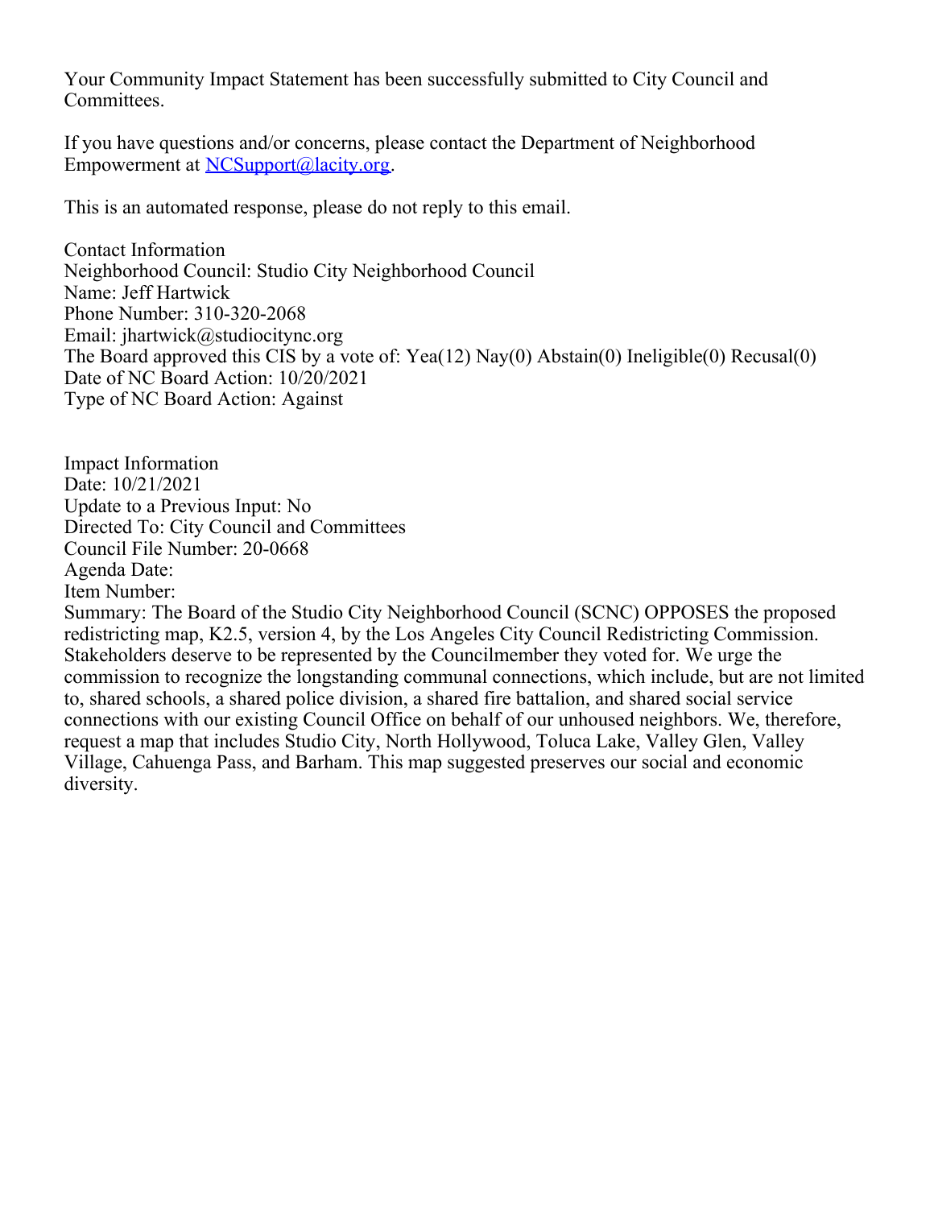Your Community Impact Statement has been successfully submitted to City Council and Committees.

If you have questions and/or concerns, please contact the Department of Neighborhood Empowerment at NCSupport@lacity.org.

This is an automated response, please do not reply to this email.

Contact Information
Neighborhood Council: Studio City Neighborhood Council
Name: Jeff Hartwick
Phone Number: 310-320-2068
Email: jhartwick@studiocitync.org
The Board approved this CIS by a vote of: Yea(12) Nay(0) Abstain(0) Ineligible(0) Recusal(0)
Date of NC Board Action: 10/20/2021
Type of NC Board Action: Against

Impact Information
Date: 10/21/2021
Update to a Previous Input: No
Directed To: City Council and Committees
Council File Number: 20-0668
Agenda Date:
Item Number:
Summary: The Board of the Studio City Neighborhood Council (SCNC) OPPOSES the proposed redistricting map, K2.5, version 4, by the Los Angeles City Council Redistricting Commission. Stakeholders deserve to be represented by the Councilmember they voted for. We urge the commission to recognize the longstanding communal connections, which include, but are not limited to, shared schools, a shared police division, a shared fire battalion, and shared social service connections with our existing Council Office on behalf of our unhoused neighbors. We, therefore, request a map that includes Studio City, North Hollywood, Toluca Lake, Valley Glen, Valley Village, Cahuenga Pass, and Barham. This map suggested preserves our social and economic diversity.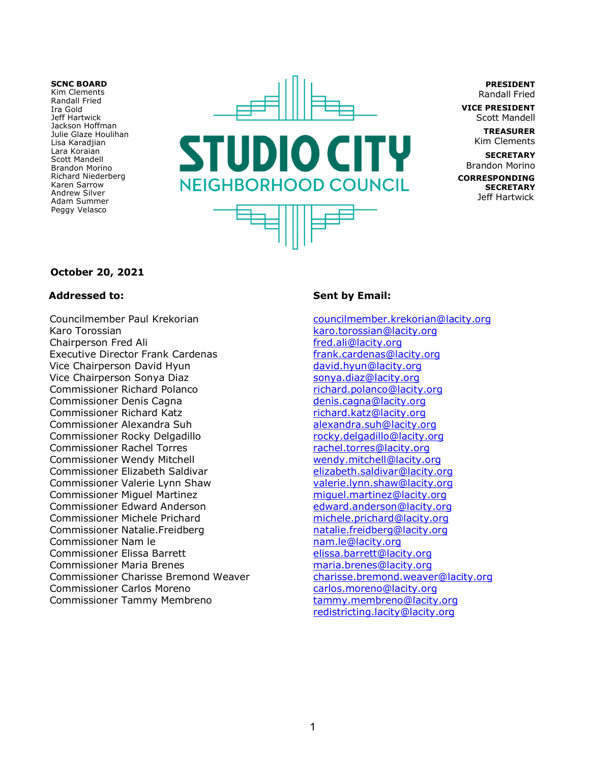**SCNC BOARD**
Kim Clements
Randall Fried
Ira Gold
Jeff Hartwick
Jackson Hoffman
Julie Glaze Houlihan
Lisa Karadjian
Lara Koraian
Scott Mandell
Brandon Morino
Richard Niederberg
Karen Sarrow
Andrew Silver
Adam Summer
Peggy Velasco

# STUDIO CITY
## NEIGHBORHOOD COUNCIL

**PRESIDENT**
Randall Fried

**VICE PRESIDENT**
Scott Mandell

**TREASURER**
Kim Clements

**SECRETARY**
Brandon Morino

**CORRESPONDING SECRETARY**
Jeff Hartwick

**October 20, 2021**

| **Addressed to:** | **Sent by Email:** |
|---|---|
| Councilmember Paul Krekorian | councilmember.krekorian@lacity.org |
| Karo Torossian | karo.torossian@lacity.org |
| Chairperson Fred Ali | fred.ali@lacity.org |
| Executive Director Frank Cardenas | frank.cardenas@lacity.org |
| Vice Chairperson David Hyun | david.hyun@lacity.org |
| Vice Chairperson Sonya Diaz | sonya.diaz@lacity.org |
| Commissioner Richard Polanco | richard.polanco@lacity.org |
| Commissioner Denis Cagna | denis.cagna@lacity.org |
| Commissioner Richard Katz | richard.katz@lacity.org |
| Commissioner Alexandra Suh | alexandra.suh@lacity.org |
| Commissioner Rocky Delgadillo | rocky.delgadillo@lacity.org |
| Commissioner Rachel Torres | rachel.torres@lacity.org |
| Commissioner Wendy Mitchell | wendy.mitchell@lacity.org |
| Commissioner Elizabeth Saldivar | elizabeth.saldivar@lacity.org |
| Commissioner Valerie Lynn Shaw | valerie.lynn.shaw@lacity.org |
| Commissioner Miguel Martinez | miguel.martinez@lacity.org |
| Commissioner Edward Anderson | edward.anderson@lacity.org |
| Commissioner Michele Prichard | michele.prichard@lacity.org |
| Commissioner Natalie.Freidberg | natalie.freidberg@lacity.org |
| Commissioner Nam le | nam.le@lacity.org |
| Commissioner Elissa Barrett | elissa.barrett@lacity.org |
| Commissioner Maria Brenes | maria.brenes@lacity.org |
| Commissioner Charisse Bremond Weaver | charisse.bremond.weaver@lacity.org |
| Commissioner Carlos Moreno | carlos.moreno@lacity.org |
| Commissioner Tammy Membreno | tammy.membreno@lacity.org |
| | redistricting.lacity@lacity.org |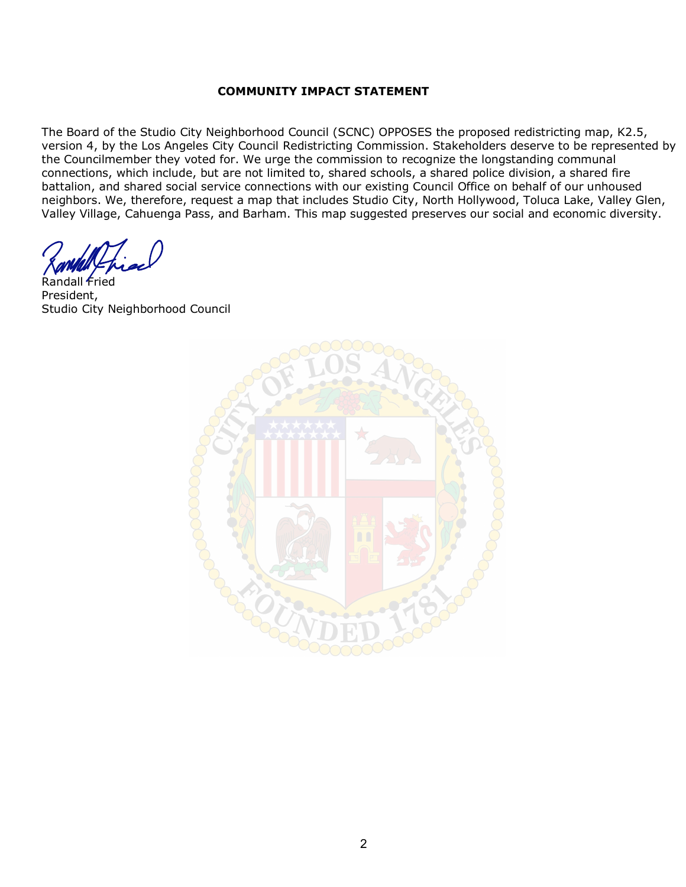**COMMUNITY IMPACT STATEMENT**

The Board of the Studio City Neighborhood Council (SCNC) OPPOSES the proposed redistricting map, K2.5, version 4, by the Los Angeles City Council Redistricting Commission. Stakeholders deserve to be represented by the Councilmember they voted for. We urge the commission to recognize the longstanding communal connections, which include, but are not limited to, shared schools, a shared police division, a shared fire battalion, and shared social service connections with our existing Council Office on behalf of our unhoused neighbors. We, therefore, request a map that includes Studio City, North Hollywood, Toluca Lake, Valley Glen, Valley Village, Cahuenga Pass, and Barham. This map suggested preserves our social and economic diversity.

Randall Fried
President,
Studio City Neighborhood Council